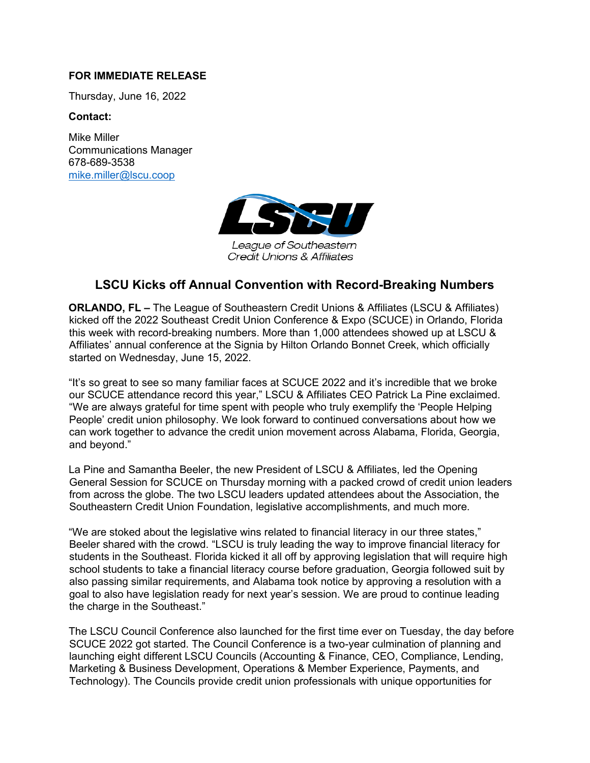**FOR IMMEDIATE RELEASE**

Thursday, June 16, 2022

**Contact:**

Mike Miller
Communications Manager
678-689-3538
mike.miller@lscu.coop

LSCU
League of Southeastern Credit Unions & Affiliates

## LSCU Kicks off Annual Convention with Record-Breaking Numbers

**ORLANDO, FL –** The League of Southeastern Credit Unions & Affiliates (LSCU & Affiliates) kicked off the 2022 Southeast Credit Union Conference & Expo (SCUCE) in Orlando, Florida this week with record-breaking numbers. More than 1,000 attendees showed up at LSCU & Affiliates' annual conference at the Signia by Hilton Orlando Bonnet Creek, which officially started on Wednesday, June 15, 2022.

"It's so great to see so many familiar faces at SCUCE 2022 and it's incredible that we broke our SCUCE attendance record this year," LSCU & Affiliates CEO Patrick La Pine exclaimed. "We are always grateful for time spent with people who truly exemplify the 'People Helping People' credit union philosophy. We look forward to continued conversations about how we can work together to advance the credit union movement across Alabama, Florida, Georgia, and beyond."

La Pine and Samantha Beeler, the new President of LSCU & Affiliates, led the Opening General Session for SCUCE on Thursday morning with a packed crowd of credit union leaders from across the globe. The two LSCU leaders updated attendees about the Association, the Southeastern Credit Union Foundation, legislative accomplishments, and much more.

"We are stoked about the legislative wins related to financial literacy in our three states," Beeler shared with the crowd. "LSCU is truly leading the way to improve financial literacy for students in the Southeast. Florida kicked it all off by approving legislation that will require high school students to take a financial literacy course before graduation, Georgia followed suit by also passing similar requirements, and Alabama took notice by approving a resolution with a goal to also have legislation ready for next year's session. We are proud to continue leading the charge in the Southeast."

The LSCU Council Conference also launched for the first time ever on Tuesday, the day before SCUCE 2022 got started. The Council Conference is a two-year culmination of planning and launching eight different LSCU Councils (Accounting & Finance, CEO, Compliance, Lending, Marketing & Business Development, Operations & Member Experience, Payments, and Technology). The Councils provide credit union professionals with unique opportunities for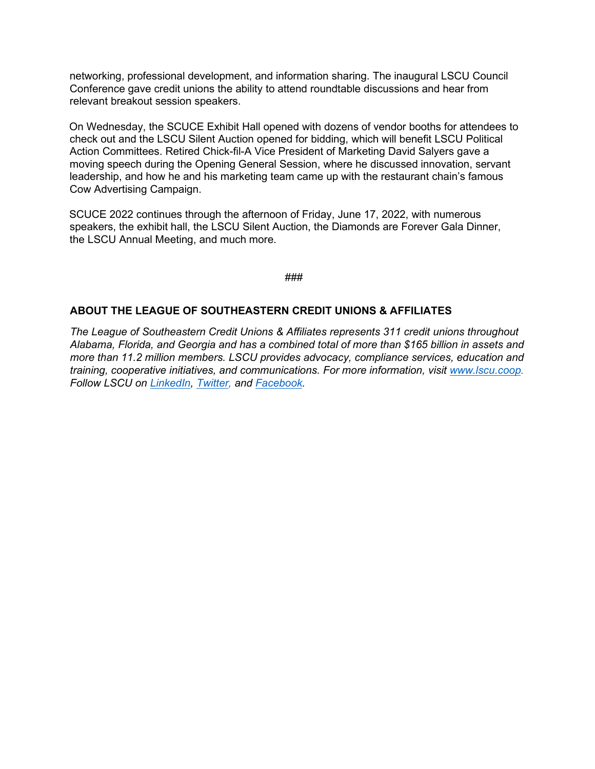networking, professional development, and information sharing. The inaugural LSCU Council Conference gave credit unions the ability to attend roundtable discussions and hear from relevant breakout session speakers.

On Wednesday, the SCUCE Exhibit Hall opened with dozens of vendor booths for attendees to check out and the LSCU Silent Auction opened for bidding, which will benefit LSCU Political Action Committees. Retired Chick-fil-A Vice President of Marketing David Salyers gave a moving speech during the Opening General Session, where he discussed innovation, servant leadership, and how he and his marketing team came up with the restaurant chain's famous Cow Advertising Campaign.

SCUCE 2022 continues through the afternoon of Friday, June 17, 2022, with numerous speakers, the exhibit hall, the LSCU Silent Auction, the Diamonds are Forever Gala Dinner, the LSCU Annual Meeting, and much more.

###

## ABOUT THE LEAGUE OF SOUTHEASTERN CREDIT UNIONS & AFFILIATES

*The League of Southeastern Credit Unions & Affiliates represents 311 credit unions throughout Alabama, Florida, and Georgia and has a combined total of more than $165 billion in assets and more than 11.2 million members. LSCU provides advocacy, compliance services, education and training, cooperative initiatives, and communications. For more information, visit [www.lscu.coop](www.lscu.coop). Follow LSCU on [LinkedIn](), [Twitter](), and [Facebook]().*